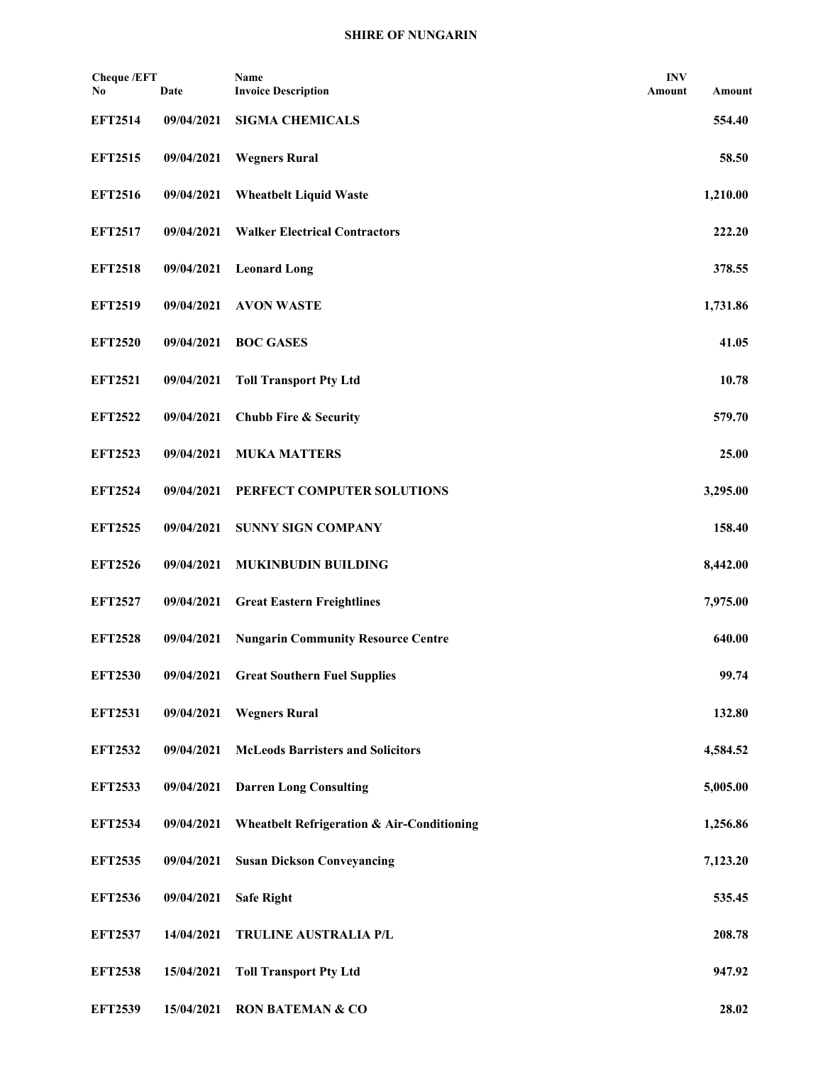# SHIRE OF NUNGARIN

| Cheque /EFT No | Date | Name<br>Invoice Description | INV Amount | Amount |
|---|---|---|---|---|
| **EFT2514** | **09/04/2021** | **SIGMA CHEMICALS** | | **554.40** |
| **EFT2515** | **09/04/2021** | **Wegners Rural** | | **58.50** |
| **EFT2516** | **09/04/2021** | **Wheatbelt Liquid Waste** | | **1,210.00** |
| **EFT2517** | **09/04/2021** | **Walker Electrical Contractors** | | **222.20** |
| **EFT2518** | **09/04/2021** | **Leonard Long** | | **378.55** |
| **EFT2519** | **09/04/2021** | **AVON WASTE** | | **1,731.86** |
| **EFT2520** | **09/04/2021** | **BOC GASES** | | **41.05** |
| **EFT2521** | **09/04/2021** | **Toll Transport Pty Ltd** | | **10.78** |
| **EFT2522** | **09/04/2021** | **Chubb Fire & Security** | | **579.70** |
| **EFT2523** | **09/04/2021** | **MUKA MATTERS** | | **25.00** |
| **EFT2524** | **09/04/2021** | **PERFECT COMPUTER SOLUTIONS** | | **3,295.00** |
| **EFT2525** | **09/04/2021** | **SUNNY SIGN COMPANY** | | **158.40** |
| **EFT2526** | **09/04/2021** | **MUKINBUDIN BUILDING** | | **8,442.00** |
| **EFT2527** | **09/04/2021** | **Great Eastern Freightlines** | | **7,975.00** |
| **EFT2528** | **09/04/2021** | **Nungarin Community Resource Centre** | | **640.00** |
| **EFT2530** | **09/04/2021** | **Great Southern Fuel Supplies** | | **99.74** |
| **EFT2531** | **09/04/2021** | **Wegners Rural** | | **132.80** |
| **EFT2532** | **09/04/2021** | **McLeods Barristers and Solicitors** | | **4,584.52** |
| **EFT2533** | **09/04/2021** | **Darren Long Consulting** | | **5,005.00** |
| **EFT2534** | **09/04/2021** | **Wheatbelt Refrigeration & Air-Conditioning** | | **1,256.86** |
| **EFT2535** | **09/04/2021** | **Susan Dickson Conveyancing** | | **7,123.20** |
| **EFT2536** | **09/04/2021** | **Safe Right** | | **535.45** |
| **EFT2537** | **14/04/2021** | **TRULINE AUSTRALIA P/L** | | **208.78** |
| **EFT2538** | **15/04/2021** | **Toll Transport Pty Ltd** | | **947.92** |
| **EFT2539** | **15/04/2021** | **RON BATEMAN & CO** | | **28.02** |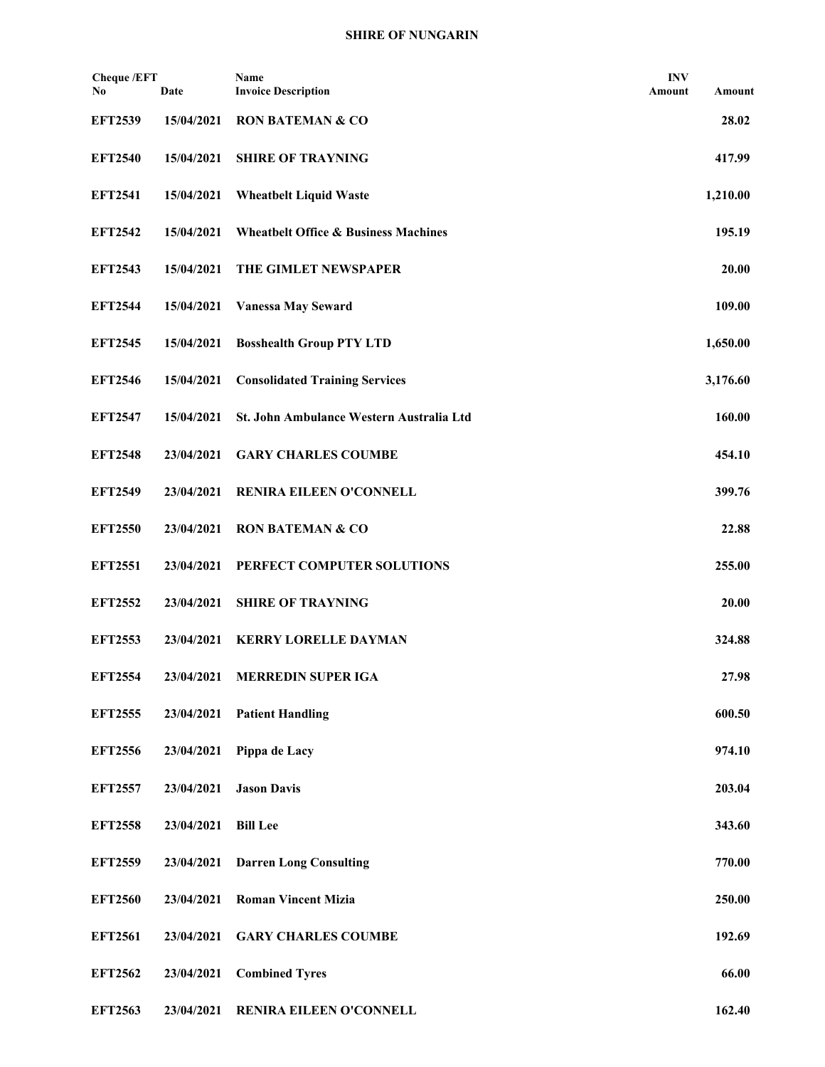**SHIRE OF NUNGARIN**

| Cheque /EFT No | Date | Name<br>Invoice Description | INV Amount | Amount |
|---|---|---|---|---|
| **EFT2539** | **15/04/2021** | **RON BATEMAN & CO** | | **28.02** |
| **EFT2540** | **15/04/2021** | **SHIRE OF TRAYNING** | | **417.99** |
| **EFT2541** | **15/04/2021** | **Wheatbelt Liquid Waste** | | **1,210.00** |
| **EFT2542** | **15/04/2021** | **Wheatbelt Office & Business Machines** | | **195.19** |
| **EFT2543** | **15/04/2021** | **THE GIMLET NEWSPAPER** | | **20.00** |
| **EFT2544** | **15/04/2021** | **Vanessa May Seward** | | **109.00** |
| **EFT2545** | **15/04/2021** | **Bosshealth Group PTY LTD** | | **1,650.00** |
| **EFT2546** | **15/04/2021** | **Consolidated Training Services** | | **3,176.60** |
| **EFT2547** | **15/04/2021** | **St. John Ambulance Western Australia Ltd** | | **160.00** |
| **EFT2548** | **23/04/2021** | **GARY CHARLES COUMBE** | | **454.10** |
| **EFT2549** | **23/04/2021** | **RENIRA EILEEN O'CONNELL** | | **399.76** |
| **EFT2550** | **23/04/2021** | **RON BATEMAN & CO** | | **22.88** |
| **EFT2551** | **23/04/2021** | **PERFECT COMPUTER SOLUTIONS** | | **255.00** |
| **EFT2552** | **23/04/2021** | **SHIRE OF TRAYNING** | | **20.00** |
| **EFT2553** | **23/04/2021** | **KERRY LORELLE DAYMAN** | | **324.88** |
| **EFT2554** | **23/04/2021** | **MERREDIN SUPER IGA** | | **27.98** |
| **EFT2555** | **23/04/2021** | **Patient Handling** | | **600.50** |
| **EFT2556** | **23/04/2021** | **Pippa de Lacy** | | **974.10** |
| **EFT2557** | **23/04/2021** | **Jason Davis** | | **203.04** |
| **EFT2558** | **23/04/2021** | **Bill Lee** | | **343.60** |
| **EFT2559** | **23/04/2021** | **Darren Long Consulting** | | **770.00** |
| **EFT2560** | **23/04/2021** | **Roman Vincent Mizia** | | **250.00** |
| **EFT2561** | **23/04/2021** | **GARY CHARLES COUMBE** | | **192.69** |
| **EFT2562** | **23/04/2021** | **Combined Tyres** | | **66.00** |
| **EFT2563** | **23/04/2021** | **RENIRA EILEEN O'CONNELL** | | **162.40** |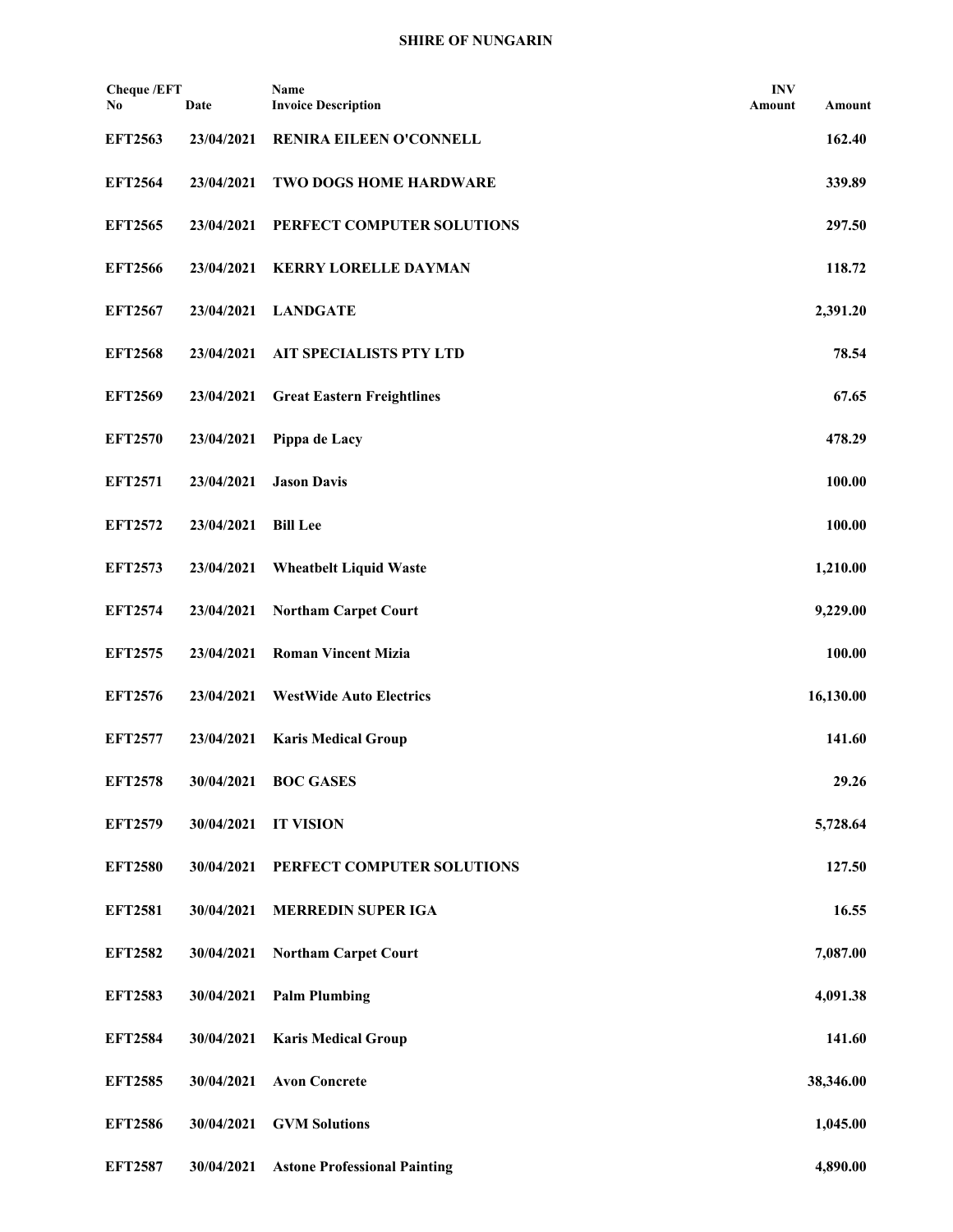**SHIRE OF NUNGARIN**

| Cheque /EFT No | Date | Name Invoice Description | INV Amount | Amount |
|---|---|---|---|---|
| **EFT2563** | **23/04/2021** | **RENIRA EILEEN O'CONNELL** | | **162.40** |
| **EFT2564** | **23/04/2021** | **TWO DOGS HOME HARDWARE** | | **339.89** |
| **EFT2565** | **23/04/2021** | **PERFECT COMPUTER SOLUTIONS** | | **297.50** |
| **EFT2566** | **23/04/2021** | **KERRY LORELLE DAYMAN** | | **118.72** |
| **EFT2567** | **23/04/2021** | **LANDGATE** | | **2,391.20** |
| **EFT2568** | **23/04/2021** | **AIT SPECIALISTS PTY LTD** | | **78.54** |
| **EFT2569** | **23/04/2021** | **Great Eastern Freightlines** | | **67.65** |
| **EFT2570** | **23/04/2021** | **Pippa de Lacy** | | **478.29** |
| **EFT2571** | **23/04/2021** | **Jason Davis** | | **100.00** |
| **EFT2572** | **23/04/2021** | **Bill Lee** | | **100.00** |
| **EFT2573** | **23/04/2021** | **Wheatbelt Liquid Waste** | | **1,210.00** |
| **EFT2574** | **23/04/2021** | **Northam Carpet Court** | | **9,229.00** |
| **EFT2575** | **23/04/2021** | **Roman Vincent Mizia** | | **100.00** |
| **EFT2576** | **23/04/2021** | **WestWide Auto Electrics** | | **16,130.00** |
| **EFT2577** | **23/04/2021** | **Karis Medical Group** | | **141.60** |
| **EFT2578** | **30/04/2021** | **BOC GASES** | | **29.26** |
| **EFT2579** | **30/04/2021** | **IT VISION** | | **5,728.64** |
| **EFT2580** | **30/04/2021** | **PERFECT COMPUTER SOLUTIONS** | | **127.50** |
| **EFT2581** | **30/04/2021** | **MERREDIN SUPER IGA** | | **16.55** |
| **EFT2582** | **30/04/2021** | **Northam Carpet Court** | | **7,087.00** |
| **EFT2583** | **30/04/2021** | **Palm Plumbing** | | **4,091.38** |
| **EFT2584** | **30/04/2021** | **Karis Medical Group** | | **141.60** |
| **EFT2585** | **30/04/2021** | **Avon Concrete** | | **38,346.00** |
| **EFT2586** | **30/04/2021** | **GVM Solutions** | | **1,045.00** |
| **EFT2587** | **30/04/2021** | **Astone Professional Painting** | | **4,890.00** |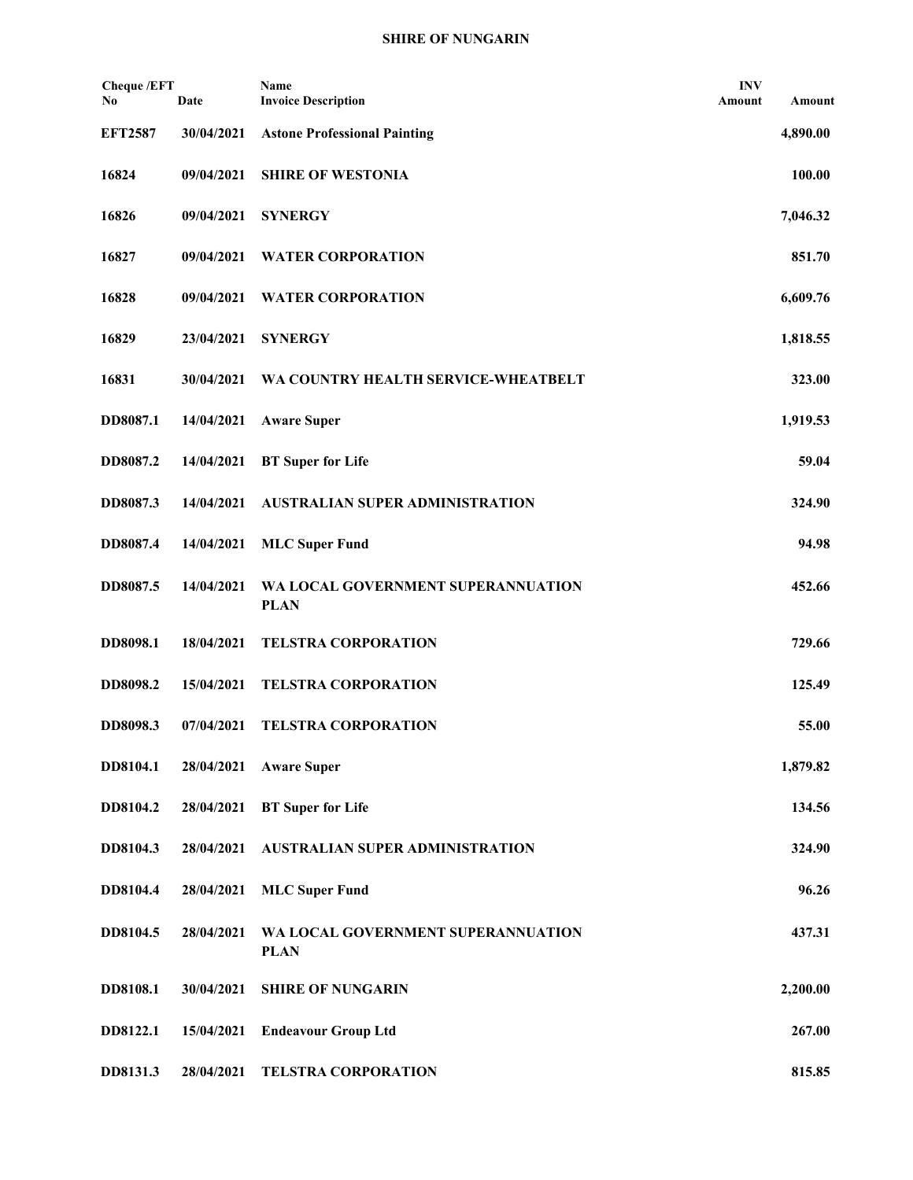**SHIRE OF NUNGARIN**

| Cheque /EFT No | Date | Name Invoice Description | INV Amount | Amount |
|---|---|---|---|---|
| **EFT2587** | **30/04/2021** | **Astone Professional Painting** | | **4,890.00** |
| **16824** | **09/04/2021** | **SHIRE OF WESTONIA** | | **100.00** |
| **16826** | **09/04/2021** | **SYNERGY** | | **7,046.32** |
| **16827** | **09/04/2021** | **WATER CORPORATION** | | **851.70** |
| **16828** | **09/04/2021** | **WATER CORPORATION** | | **6,609.76** |
| **16829** | **23/04/2021** | **SYNERGY** | | **1,818.55** |
| **16831** | **30/04/2021** | **WA COUNTRY HEALTH SERVICE-WHEATBELT** | | **323.00** |
| **DD8087.1** | **14/04/2021** | **Aware Super** | | **1,919.53** |
| **DD8087.2** | **14/04/2021** | **BT Super for Life** | | **59.04** |
| **DD8087.3** | **14/04/2021** | **AUSTRALIAN SUPER ADMINISTRATION** | | **324.90** |
| **DD8087.4** | **14/04/2021** | **MLC Super Fund** | | **94.98** |
| **DD8087.5** | **14/04/2021** | **WA LOCAL GOVERNMENT SUPERANNUATION PLAN** | | **452.66** |
| **DD8098.1** | **18/04/2021** | **TELSTRA CORPORATION** | | **729.66** |
| **DD8098.2** | **15/04/2021** | **TELSTRA CORPORATION** | | **125.49** |
| **DD8098.3** | **07/04/2021** | **TELSTRA CORPORATION** | | **55.00** |
| **DD8104.1** | **28/04/2021** | **Aware Super** | | **1,879.82** |
| **DD8104.2** | **28/04/2021** | **BT Super for Life** | | **134.56** |
| **DD8104.3** | **28/04/2021** | **AUSTRALIAN SUPER ADMINISTRATION** | | **324.90** |
| **DD8104.4** | **28/04/2021** | **MLC Super Fund** | | **96.26** |
| **DD8104.5** | **28/04/2021** | **WA LOCAL GOVERNMENT SUPERANNUATION PLAN** | | **437.31** |
| **DD8108.1** | **30/04/2021** | **SHIRE OF NUNGARIN** | | **2,200.00** |
| **DD8122.1** | **15/04/2021** | **Endeavour Group Ltd** | | **267.00** |
| **DD8131.3** | **28/04/2021** | **TELSTRA CORPORATION** | | **815.85** |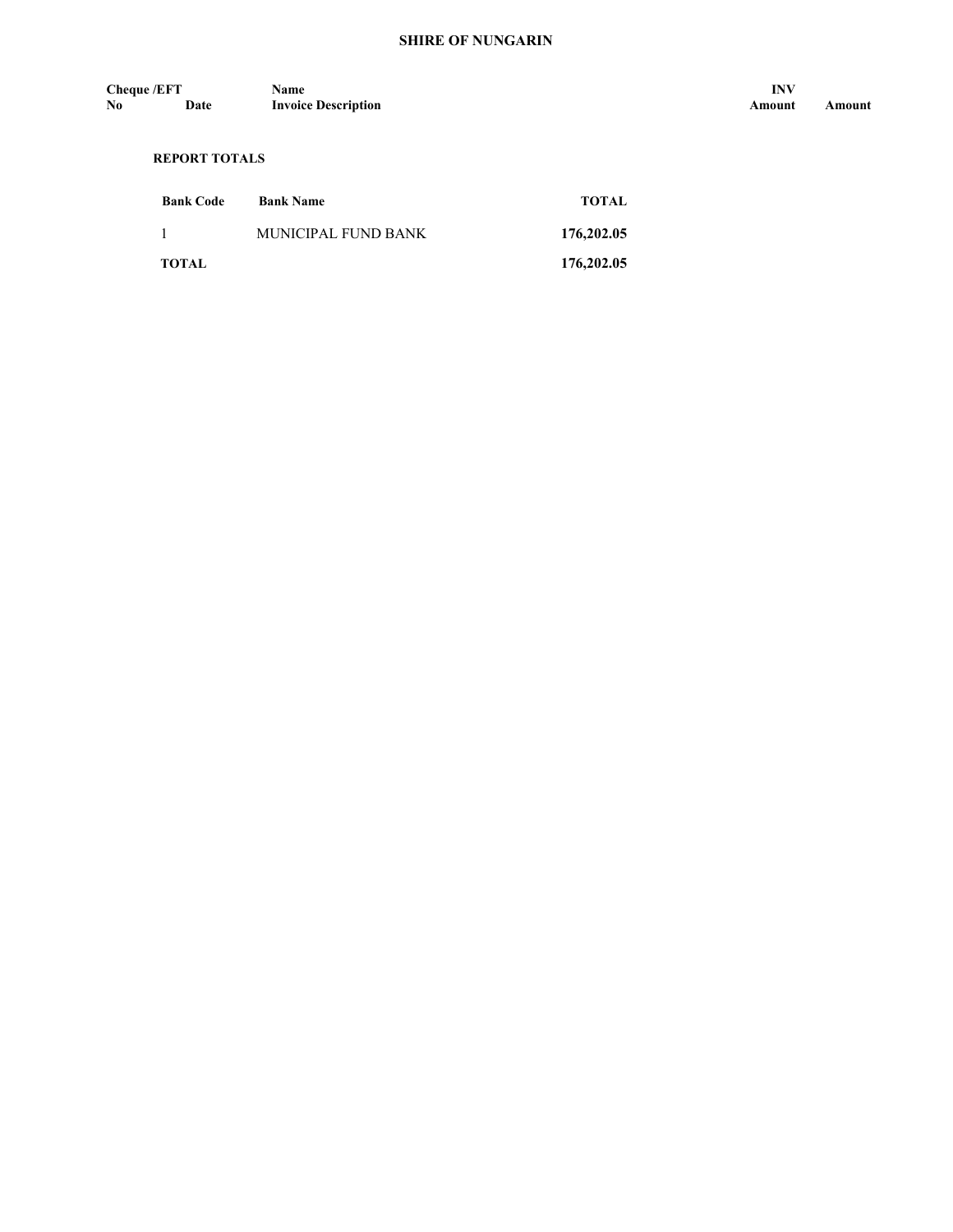| Cheque /EFT No | Date | Name Invoice Description | INV Amount | Amount |
|---|---|---|---|---|

**REPORT TOTALS**

| Bank Code | Bank Name | TOTAL |
|---|---|---|
| 1 | MUNICIPAL FUND BANK | **176,202.05** |
| **TOTAL** | | **176,202.05** |